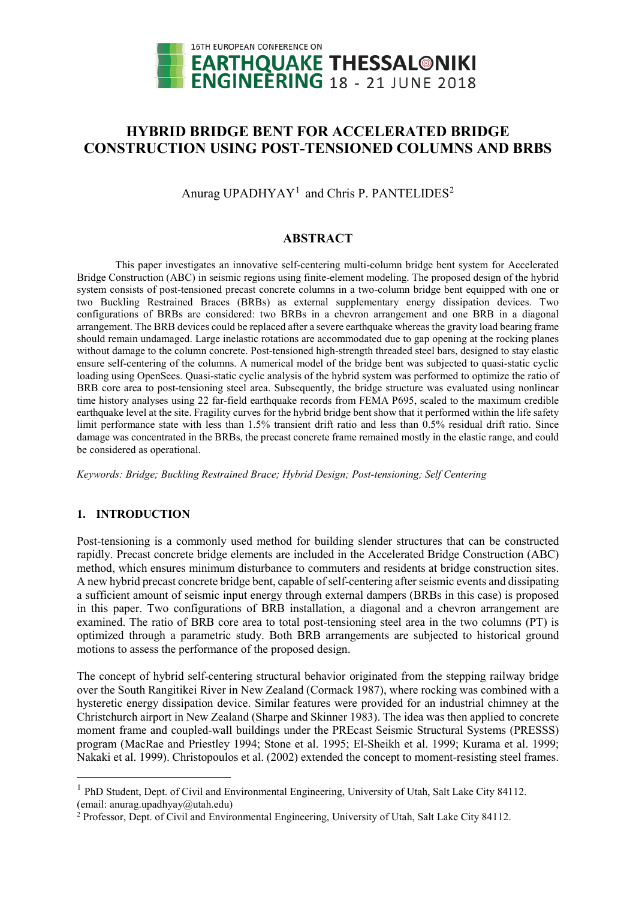# HYBRID BRIDGE BENT FOR ACCELERATED BRIDGE CONSTRUCTION USING POST-TENSIONED COLUMNS AND BRBS

Anurag UPADHYAY[1] and Chris P. PANTELIDES[2]

## ABSTRACT

This paper investigates an innovative self-centering multi-column bridge bent system for Accelerated Bridge Construction (ABC) in seismic regions using finite-element modeling. The proposed design of the hybrid system consists of post-tensioned precast concrete columns in a two-column bridge bent equipped with one or two Buckling Restrained Braces (BRBs) as external supplementary energy dissipation devices. Two configurations of BRBs are considered: two BRBs in a chevron arrangement and one BRB in a diagonal arrangement. The BRB devices could be replaced after a severe earthquake whereas the gravity load bearing frame should remain undamaged. Large inelastic rotations are accommodated due to gap opening at the rocking planes without damage to the column concrete. Post-tensioned high-strength threaded steel bars, designed to stay elastic ensure self-centering of the columns. A numerical model of the bridge bent was subjected to quasi-static cyclic loading using OpenSees. Quasi-static cyclic analysis of the hybrid system was performed to optimize the ratio of BRB core area to post-tensioning steel area. Subsequently, the bridge structure was evaluated using nonlinear time history analyses using 22 far-field earthquake records from FEMA P695, scaled to the maximum credible earthquake level at the site. Fragility curves for the hybrid bridge bent show that it performed within the life safety limit performance state with less than 1.5% transient drift ratio and less than 0.5% residual drift ratio. Since damage was concentrated in the BRBs, the precast concrete frame remained mostly in the elastic range, and could be considered as operational.

*Keywords: Bridge; Buckling Restrained Brace; Hybrid Design; Post-tensioning; Self Centering*

## 1. INTRODUCTION

Post-tensioning is a commonly used method for building slender structures that can be constructed rapidly. Precast concrete bridge elements are included in the Accelerated Bridge Construction (ABC) method, which ensures minimum disturbance to commuters and residents at bridge construction sites. A new hybrid precast concrete bridge bent, capable of self-centering after seismic events and dissipating a sufficient amount of seismic input energy through external dampers (BRBs in this case) is proposed in this paper. Two configurations of BRB installation, a diagonal and a chevron arrangement are examined. The ratio of BRB core area to total post-tensioning steel area in the two columns (PT) is optimized through a parametric study. Both BRB arrangements are subjected to historical ground motions to assess the performance of the proposed design.

The concept of hybrid self-centering structural behavior originated from the stepping railway bridge over the South Rangitikei River in New Zealand (Cormack 1987), where rocking was combined with a hysteretic energy dissipation device. Similar features were provided for an industrial chimney at the Christchurch airport in New Zealand (Sharpe and Skinner 1983). The idea was then applied to concrete moment frame and coupled-wall buildings under the PREcast Seismic Structural Systems (PRESSS) program (MacRae and Priestley 1994; Stone et al. 1995; El-Sheikh et al. 1999; Kurama et al. 1999; Nakaki et al. 1999). Christopoulos et al. (2002) extended the concept to moment-resisting steel frames.

---

[1] PhD Student, Dept. of Civil and Environmental Engineering, University of Utah, Salt Lake City 84112. (email: anurag.upadhyay@utah.edu)

[2] Professor, Dept. of Civil and Environmental Engineering, University of Utah, Salt Lake City 84112.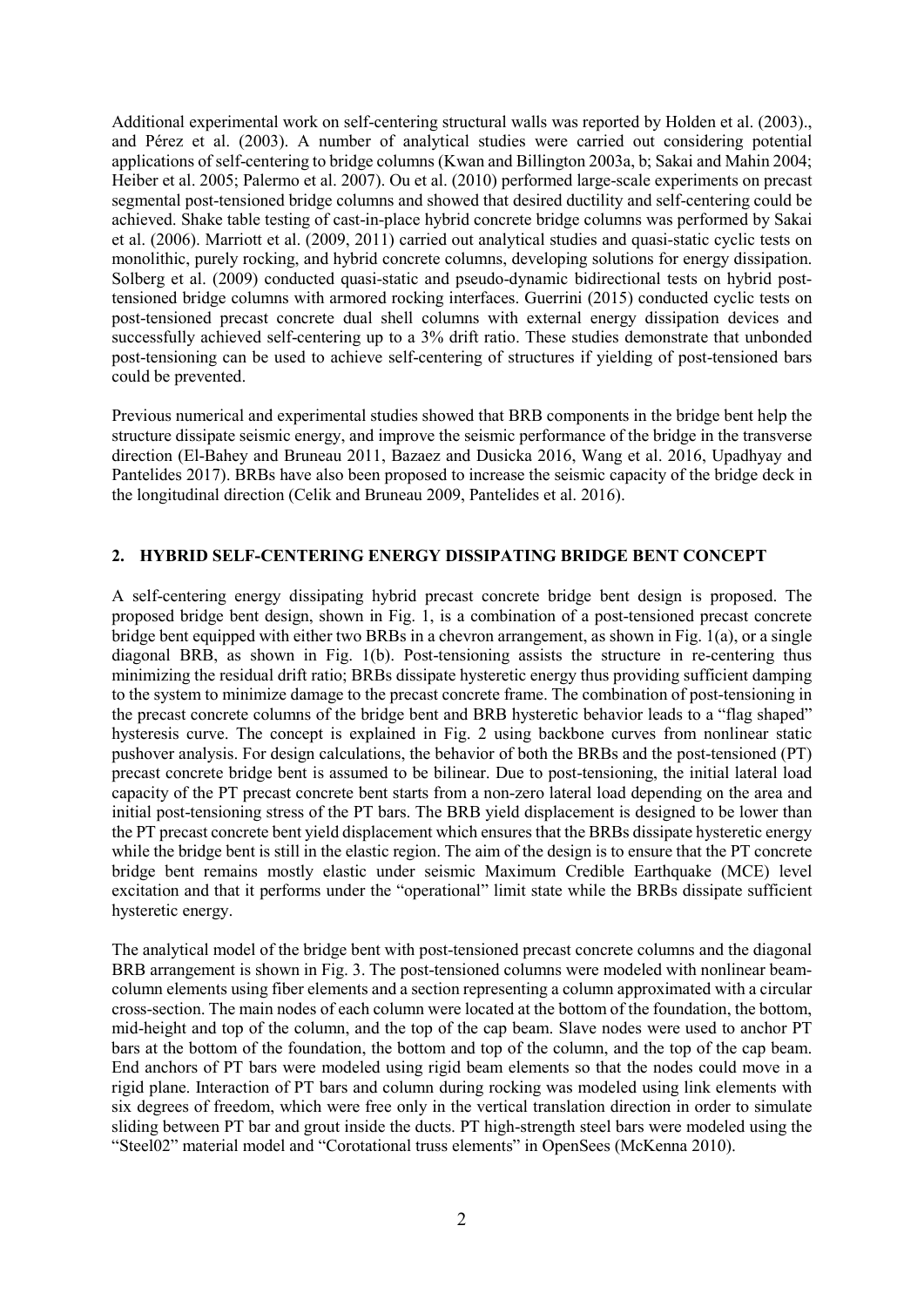Additional experimental work on self-centering structural walls was reported by Holden et al. (2003)., and Pérez et al. (2003). A number of analytical studies were carried out considering potential applications of self-centering to bridge columns (Kwan and Billington 2003a, b; Sakai and Mahin 2004; Heiber et al. 2005; Palermo et al. 2007). Ou et al. (2010) performed large-scale experiments on precast segmental post-tensioned bridge columns and showed that desired ductility and self-centering could be achieved. Shake table testing of cast-in-place hybrid concrete bridge columns was performed by Sakai et al. (2006). Marriott et al. (2009, 2011) carried out analytical studies and quasi-static cyclic tests on monolithic, purely rocking, and hybrid concrete columns, developing solutions for energy dissipation. Solberg et al. (2009) conducted quasi-static and pseudo-dynamic bidirectional tests on hybrid post-tensioned bridge columns with armored rocking interfaces. Guerrini (2015) conducted cyclic tests on post-tensioned precast concrete dual shell columns with external energy dissipation devices and successfully achieved self-centering up to a 3% drift ratio. These studies demonstrate that unbonded post-tensioning can be used to achieve self-centering of structures if yielding of post-tensioned bars could be prevented.

Previous numerical and experimental studies showed that BRB components in the bridge bent help the structure dissipate seismic energy, and improve the seismic performance of the bridge in the transverse direction (El-Bahey and Bruneau 2011, Bazaez and Dusicka 2016, Wang et al. 2016, Upadhyay and Pantelides 2017). BRBs have also been proposed to increase the seismic capacity of the bridge deck in the longitudinal direction (Celik and Bruneau 2009, Pantelides et al. 2016).

## 2. HYBRID SELF-CENTERING ENERGY DISSIPATING BRIDGE BENT CONCEPT

A self-centering energy dissipating hybrid precast concrete bridge bent design is proposed. The proposed bridge bent design, shown in Fig. 1, is a combination of a post-tensioned precast concrete bridge bent equipped with either two BRBs in a chevron arrangement, as shown in Fig. 1(a), or a single diagonal BRB, as shown in Fig. 1(b). Post-tensioning assists the structure in re-centering thus minimizing the residual drift ratio; BRBs dissipate hysteretic energy thus providing sufficient damping to the system to minimize damage to the precast concrete frame. The combination of post-tensioning in the precast concrete columns of the bridge bent and BRB hysteretic behavior leads to a "flag shaped" hysteresis curve. The concept is explained in Fig. 2 using backbone curves from nonlinear static pushover analysis. For design calculations, the behavior of both the BRBs and the post-tensioned (PT) precast concrete bridge bent is assumed to be bilinear. Due to post-tensioning, the initial lateral load capacity of the PT precast concrete bent starts from a non-zero lateral load depending on the area and initial post-tensioning stress of the PT bars. The BRB yield displacement is designed to be lower than the PT precast concrete bent yield displacement which ensures that the BRBs dissipate hysteretic energy while the bridge bent is still in the elastic region. The aim of the design is to ensure that the PT concrete bridge bent remains mostly elastic under seismic Maximum Credible Earthquake (MCE) level excitation and that it performs under the "operational" limit state while the BRBs dissipate sufficient hysteretic energy.

The analytical model of the bridge bent with post-tensioned precast concrete columns and the diagonal BRB arrangement is shown in Fig. 3. The post-tensioned columns were modeled with nonlinear beam-column elements using fiber elements and a section representing a column approximated with a circular cross-section. The main nodes of each column were located at the bottom of the foundation, the bottom, mid-height and top of the column, and the top of the cap beam. Slave nodes were used to anchor PT bars at the bottom of the foundation, the bottom and top of the column, and the top of the cap beam. End anchors of PT bars were modeled using rigid beam elements so that the nodes could move in a rigid plane. Interaction of PT bars and column during rocking was modeled using link elements with six degrees of freedom, which were free only in the vertical translation direction in order to simulate sliding between PT bar and grout inside the ducts. PT high-strength steel bars were modeled using the "Steel02" material model and "Corotational truss elements" in OpenSees (McKenna 2010).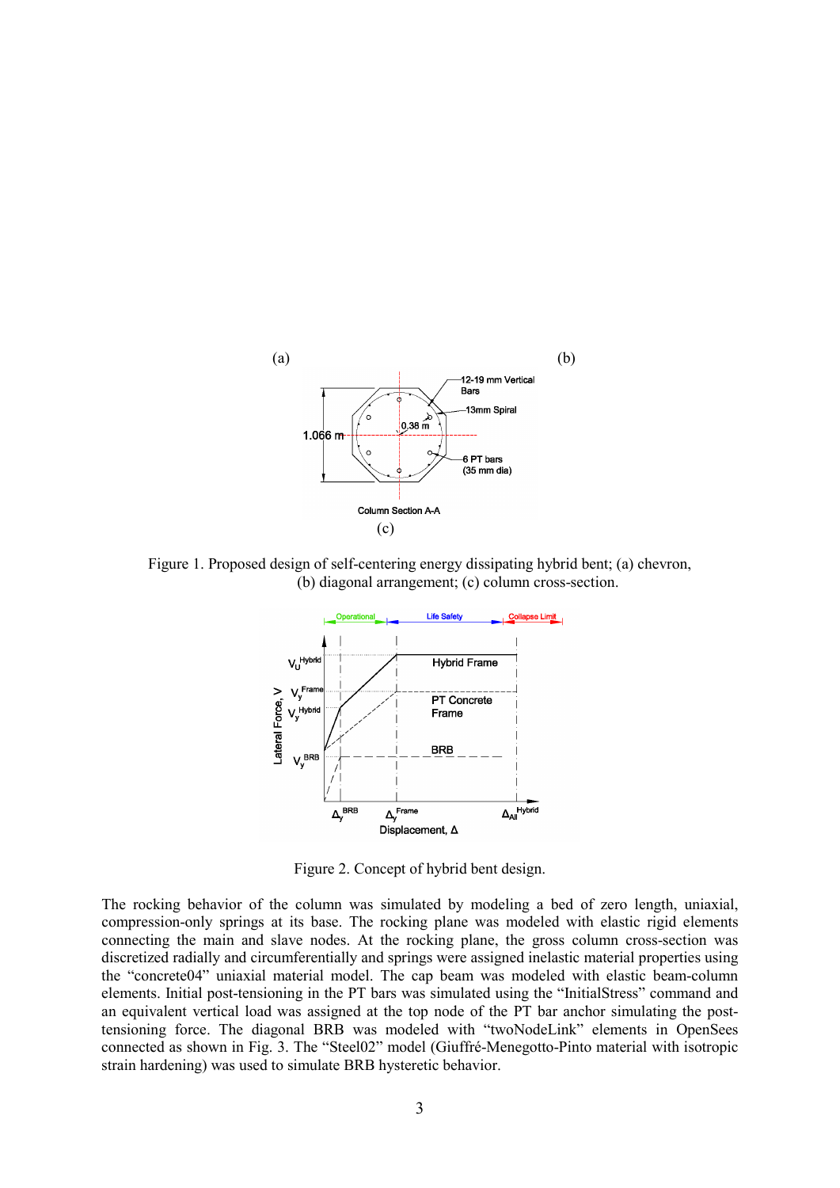(a)

(b)

Figure 1. Proposed design of self-centering energy dissipating hybrid bent; (a) chevron, (b) diagonal arrangement; (c) column cross-section.

Figure 2. Concept of hybrid bent design.

The rocking behavior of the column was simulated by modeling a bed of zero length, uniaxial, compression-only springs at its base. The rocking plane was modeled with elastic rigid elements connecting the main and slave nodes. At the rocking plane, the gross column cross-section was discretized radially and circumferentially and springs were assigned inelastic material properties using the "concrete04" uniaxial material model. The cap beam was modeled with elastic beam-column elements. Initial post-tensioning in the PT bars was simulated using the "InitialStress" command and an equivalent vertical load was assigned at the top node of the PT bar anchor simulating the post-tensioning force. The diagonal BRB was modeled with "twoNodeLink" elements in OpenSees connected as shown in Fig. 3. The "Steel02" model (Giuffré-Menegotto-Pinto material with isotropic strain hardening) was used to simulate BRB hysteretic behavior.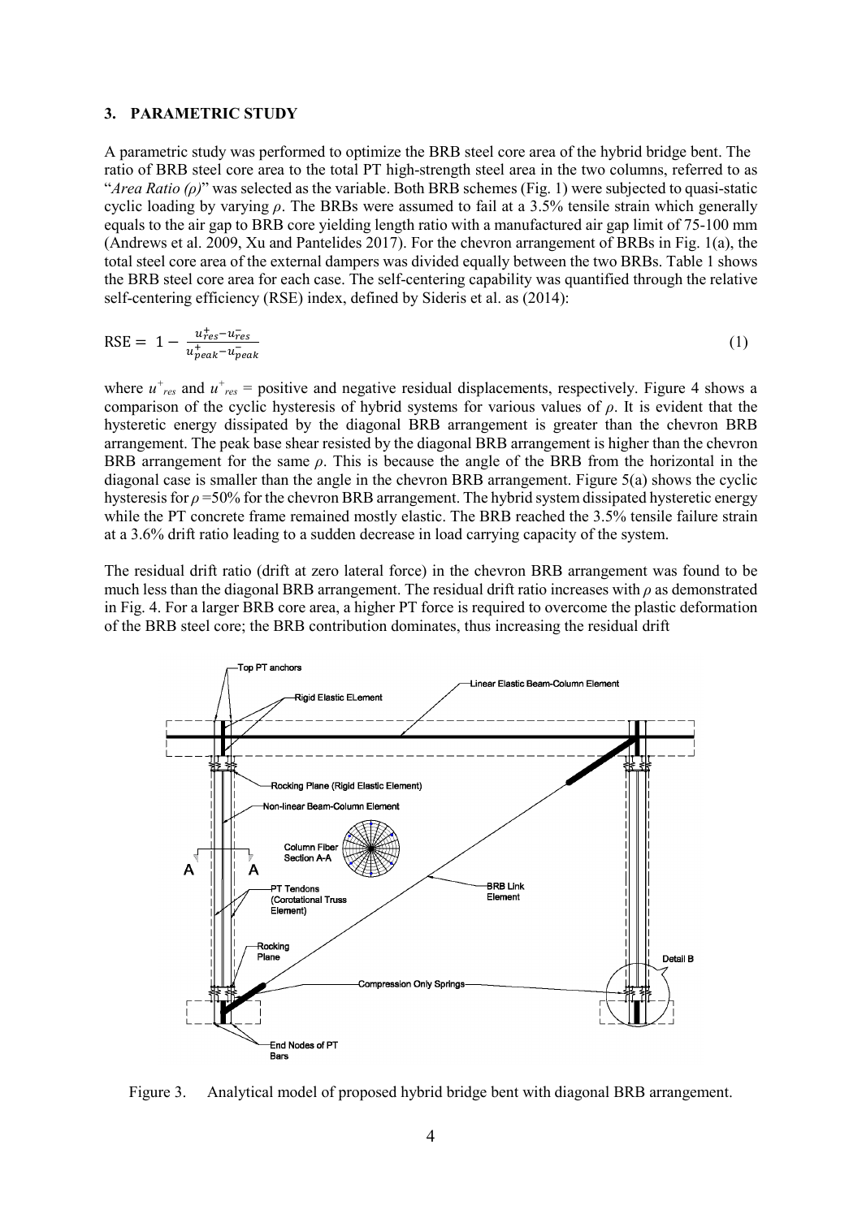## 3. PARAMETRIC STUDY

A parametric study was performed to optimize the BRB steel core area of the hybrid bridge bent. The ratio of BRB steel core area to the total PT high-strength steel area in the two columns, referred to as "*Area Ratio (ρ)*" was selected as the variable. Both BRB schemes (Fig. 1) were subjected to quasi-static cyclic loading by varying $\rho$. The BRBs were assumed to fail at a 3.5% tensile strain which generally equals to the air gap to BRB core yielding length ratio with a manufactured air gap limit of 75-100 mm (Andrews et al. 2009, Xu and Pantelides 2017). For the chevron arrangement of BRBs in Fig. 1(a), the total steel core area of the external dampers was divided equally between the two BRBs. Table 1 shows the BRB steel core area for each case. The self-centering capability was quantified through the relative self-centering efficiency (RSE) index, defined by Sideris et al. as (2014):

$$\text{RSE} = 1 - \frac{u^{+}_{res} - u^{-}_{res}}{u^{+}_{peak} - u^{-}_{peak}} \tag{1}$$

where $u^{+}_{res}$ and $u^{+}_{res}$ = positive and negative residual displacements, respectively. Figure 4 shows a comparison of the cyclic hysteresis of hybrid systems for various values of $\rho$. It is evident that the hysteretic energy dissipated by the diagonal BRB arrangement is greater than the chevron BRB arrangement. The peak base shear resisted by the diagonal BRB arrangement is higher than the chevron BRB arrangement for the same $\rho$. This is because the angle of the BRB from the horizontal in the diagonal case is smaller than the angle in the chevron BRB arrangement. Figure 5(a) shows the cyclic hysteresis for $\rho$ =50% for the chevron BRB arrangement. The hybrid system dissipated hysteretic energy while the PT concrete frame remained mostly elastic. The BRB reached the 3.5% tensile failure strain at a 3.6% drift ratio leading to a sudden decrease in load carrying capacity of the system.

The residual drift ratio (drift at zero lateral force) in the chevron BRB arrangement was found to be much less than the diagonal BRB arrangement. The residual drift ratio increases with $\rho$ as demonstrated in Fig. 4. For a larger BRB core area, a higher PT force is required to overcome the plastic deformation of the BRB steel core; the BRB contribution dominates, thus increasing the residual drift

Figure 3. Analytical model of proposed hybrid bridge bent with diagonal BRB arrangement.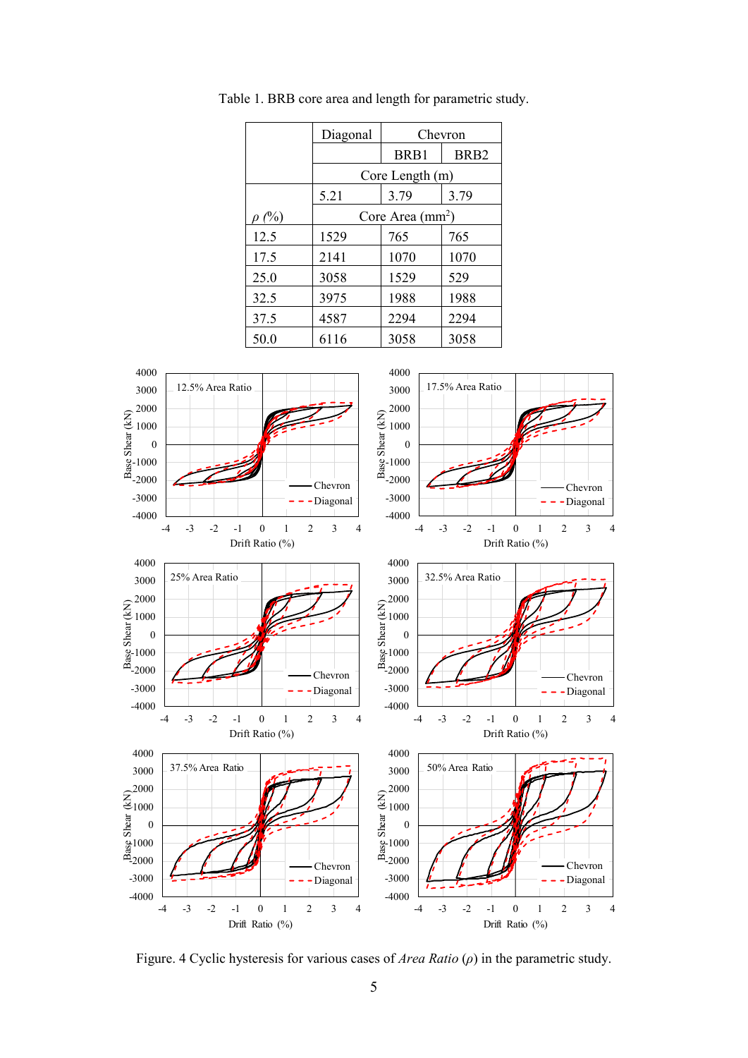Table 1. BRB core area and length for parametric study.

| | Diagonal | Chevron | |
|---|---|---|---|
| | | BRB1 | BRB2 |
| | Core Length (m) | | |
| | 5.21 | 3.79 | 3.79 |
| $\rho$ (%) | Core Area (mm$^2$) | | |
| 12.5 | 1529 | 765 | 765 |
| 17.5 | 2141 | 1070 | 1070 |
| 25.0 | 3058 | 1529 | 529 |
| 32.5 | 3975 | 1988 | 1988 |
| 37.5 | 4587 | 2294 | 2294 |
| 50.0 | 6116 | 3058 | 3058 |

Figure. 4 Cyclic hysteresis for various cases of *Area Ratio* ($\rho$) in the parametric study.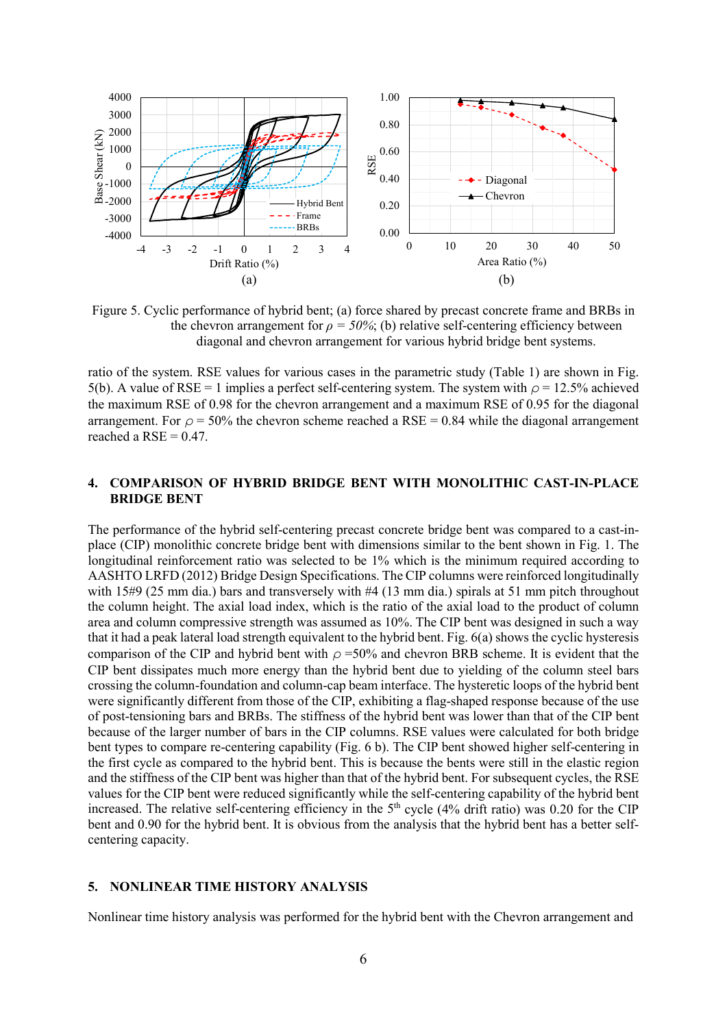Figure 5. Cyclic performance of hybrid bent; (a) force shared by precast concrete frame and BRBs in the chevron arrangement for $\rho$ = *50%*; (b) relative self-centering efficiency between diagonal and chevron arrangement for various hybrid bridge bent systems.

ratio of the system. RSE values for various cases in the parametric study (Table 1) are shown in Fig. 5(b). A value of RSE = 1 implies a perfect self-centering system. The system with $\rho$ = 12.5% achieved the maximum RSE of 0.98 for the chevron arrangement and a maximum RSE of 0.95 for the diagonal arrangement. For $\rho$ = 50% the chevron scheme reached a RSE = 0.84 while the diagonal arrangement reached a RSE = 0.47.

## 4. COMPARISON OF HYBRID BRIDGE BENT WITH MONOLITHIC CAST-IN-PLACE BRIDGE BENT

The performance of the hybrid self-centering precast concrete bridge bent was compared to a cast-in-place (CIP) monolithic concrete bridge bent with dimensions similar to the bent shown in Fig. 1. The longitudinal reinforcement ratio was selected to be 1% which is the minimum required according to AASHTO LRFD (2012) Bridge Design Specifications. The CIP columns were reinforced longitudinally with 15#9 (25 mm dia.) bars and transversely with #4 (13 mm dia.) spirals at 51 mm pitch throughout the column height. The axial load index, which is the ratio of the axial load to the product of column area and column compressive strength was assumed as 10%. The CIP bent was designed in such a way that it had a peak lateral load strength equivalent to the hybrid bent. Fig. 6(a) shows the cyclic hysteresis comparison of the CIP and hybrid bent with $\rho$ =50% and chevron BRB scheme. It is evident that the CIP bent dissipates much more energy than the hybrid bent due to yielding of the column steel bars crossing the column-foundation and column-cap beam interface. The hysteretic loops of the hybrid bent were significantly different from those of the CIP, exhibiting a flag-shaped response because of the use of post-tensioning bars and BRBs. The stiffness of the hybrid bent was lower than that of the CIP bent because of the larger number of bars in the CIP columns. RSE values were calculated for both bridge bent types to compare re-centering capability (Fig. 6 b). The CIP bent showed higher self-centering in the first cycle as compared to the hybrid bent. This is because the bents were still in the elastic region and the stiffness of the CIP bent was higher than that of the hybrid bent. For subsequent cycles, the RSE values for the CIP bent were reduced significantly while the self-centering capability of the hybrid bent increased. The relative self-centering efficiency in the 5$^{th}$ cycle (4% drift ratio) was 0.20 for the CIP bent and 0.90 for the hybrid bent. It is obvious from the analysis that the hybrid bent has a better self-centering capacity.

## 5. NONLINEAR TIME HISTORY ANALYSIS

Nonlinear time history analysis was performed for the hybrid bent with the Chevron arrangement and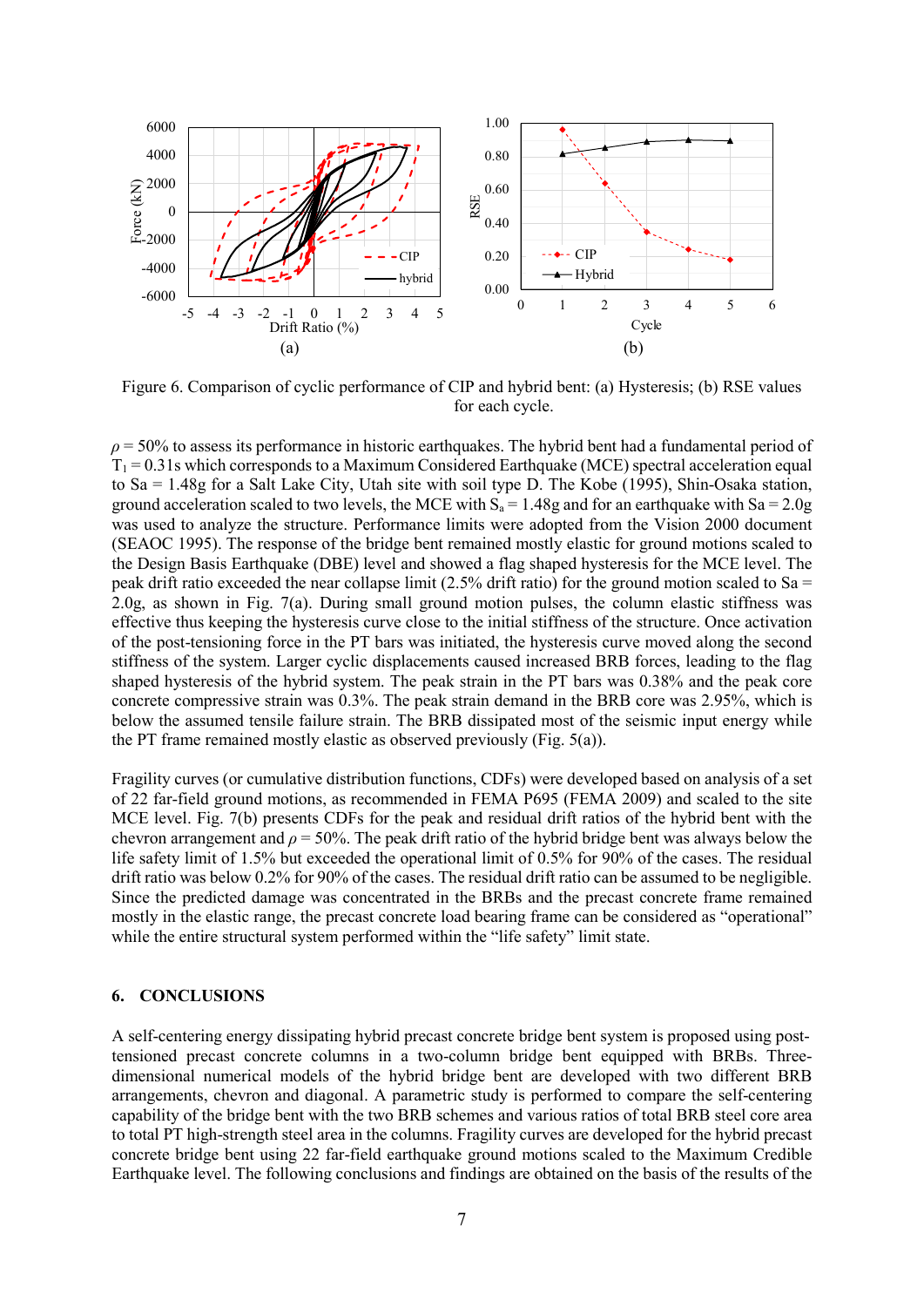Figure 6. Comparison of cyclic performance of CIP and hybrid bent: (a) Hysteresis; (b) RSE values for each cycle.

$\rho$ = 50% to assess its performance in historic earthquakes. The hybrid bent had a fundamental period of $T_1$ = 0.31s which corresponds to a Maximum Considered Earthquake (MCE) spectral acceleration equal to Sa = 1.48g for a Salt Lake City, Utah site with soil type D. The Kobe (1995), Shin-Osaka station, ground acceleration scaled to two levels, the MCE with $S_a$ = 1.48g and for an earthquake with Sa = 2.0g was used to analyze the structure. Performance limits were adopted from the Vision 2000 document (SEAOC 1995). The response of the bridge bent remained mostly elastic for ground motions scaled to the Design Basis Earthquake (DBE) level and showed a flag shaped hysteresis for the MCE level. The peak drift ratio exceeded the near collapse limit (2.5% drift ratio) for the ground motion scaled to Sa = 2.0g, as shown in Fig. 7(a). During small ground motion pulses, the column elastic stiffness was effective thus keeping the hysteresis curve close to the initial stiffness of the structure. Once activation of the post-tensioning force in the PT bars was initiated, the hysteresis curve moved along the second stiffness of the system. Larger cyclic displacements caused increased BRB forces, leading to the flag shaped hysteresis of the hybrid system. The peak strain in the PT bars was 0.38% and the peak core concrete compressive strain was 0.3%. The peak strain demand in the BRB core was 2.95%, which is below the assumed tensile failure strain. The BRB dissipated most of the seismic input energy while the PT frame remained mostly elastic as observed previously (Fig. 5(a)).

Fragility curves (or cumulative distribution functions, CDFs) were developed based on analysis of a set of 22 far-field ground motions, as recommended in FEMA P695 (FEMA 2009) and scaled to the site MCE level. Fig. 7(b) presents CDFs for the peak and residual drift ratios of the hybrid bent with the chevron arrangement and $\rho$ = 50%. The peak drift ratio of the hybrid bridge bent was always below the life safety limit of 1.5% but exceeded the operational limit of 0.5% for 90% of the cases. The residual drift ratio was below 0.2% for 90% of the cases. The residual drift ratio can be assumed to be negligible. Since the predicted damage was concentrated in the BRBs and the precast concrete frame remained mostly in the elastic range, the precast concrete load bearing frame can be considered as "operational" while the entire structural system performed within the "life safety" limit state.

## 6. CONCLUSIONS

A self-centering energy dissipating hybrid precast concrete bridge bent system is proposed using post-tensioned precast concrete columns in a two-column bridge bent equipped with BRBs. Three-dimensional numerical models of the hybrid bridge bent are developed with two different BRB arrangements, chevron and diagonal. A parametric study is performed to compare the self-centering capability of the bridge bent with the two BRB schemes and various ratios of total BRB steel core area to total PT high-strength steel area in the columns. Fragility curves are developed for the hybrid precast concrete bridge bent using 22 far-field earthquake ground motions scaled to the Maximum Credible Earthquake level. The following conclusions and findings are obtained on the basis of the results of the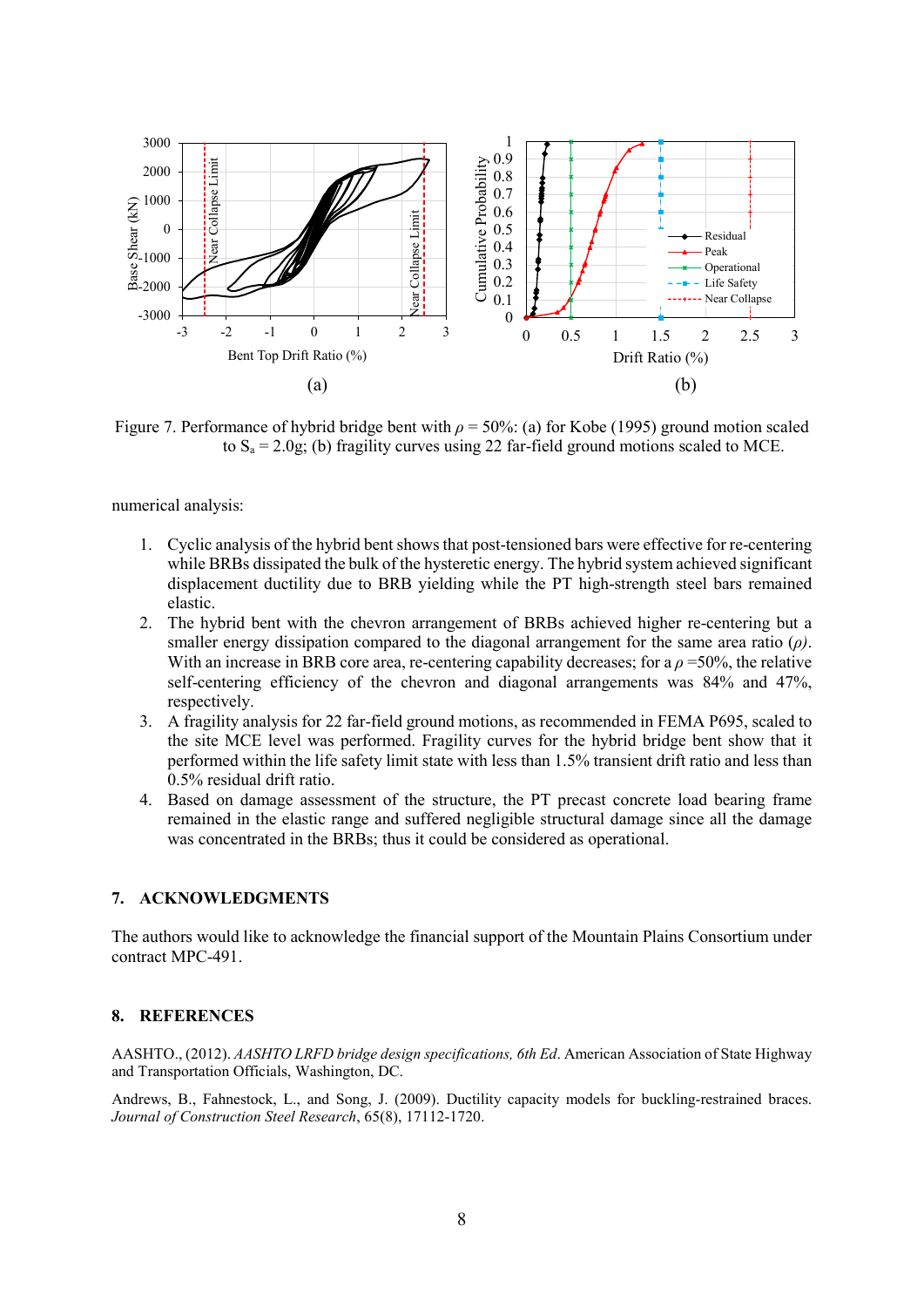Figure 7. Performance of hybrid bridge bent with $\rho$ = 50%: (a) for Kobe (1995) ground motion scaled to $S_a$ = 2.0g; (b) fragility curves using 22 far-field ground motions scaled to MCE.

numerical analysis:

1. Cyclic analysis of the hybrid bent shows that post-tensioned bars were effective for re-centering while BRBs dissipated the bulk of the hysteretic energy. The hybrid system achieved significant displacement ductility due to BRB yielding while the PT high-strength steel bars remained elastic.
2. The hybrid bent with the chevron arrangement of BRBs achieved higher re-centering but a smaller energy dissipation compared to the diagonal arrangement for the same area ratio ($\rho$). With an increase in BRB core area, re-centering capability decreases; for a $\rho$ =50%, the relative self-centering efficiency of the chevron and diagonal arrangements was 84% and 47%, respectively.
3. A fragility analysis for 22 far-field ground motions, as recommended in FEMA P695, scaled to the site MCE level was performed. Fragility curves for the hybrid bridge bent show that it performed within the life safety limit state with less than 1.5% transient drift ratio and less than 0.5% residual drift ratio.
4. Based on damage assessment of the structure, the PT precast concrete load bearing frame remained in the elastic range and suffered negligible structural damage since all the damage was concentrated in the BRBs; thus it could be considered as operational.

## 7. ACKNOWLEDGMENTS

The authors would like to acknowledge the financial support of the Mountain Plains Consortium under contract MPC-491.

## 8. REFERENCES

AASHTO., (2012). *AASHTO LRFD bridge design specifications, 6th Ed*. American Association of State Highway and Transportation Officials, Washington, DC.

Andrews, B., Fahnestock, L., and Song, J. (2009). Ductility capacity models for buckling-restrained braces. *Journal of Construction Steel Research*, 65(8), 17112-1720.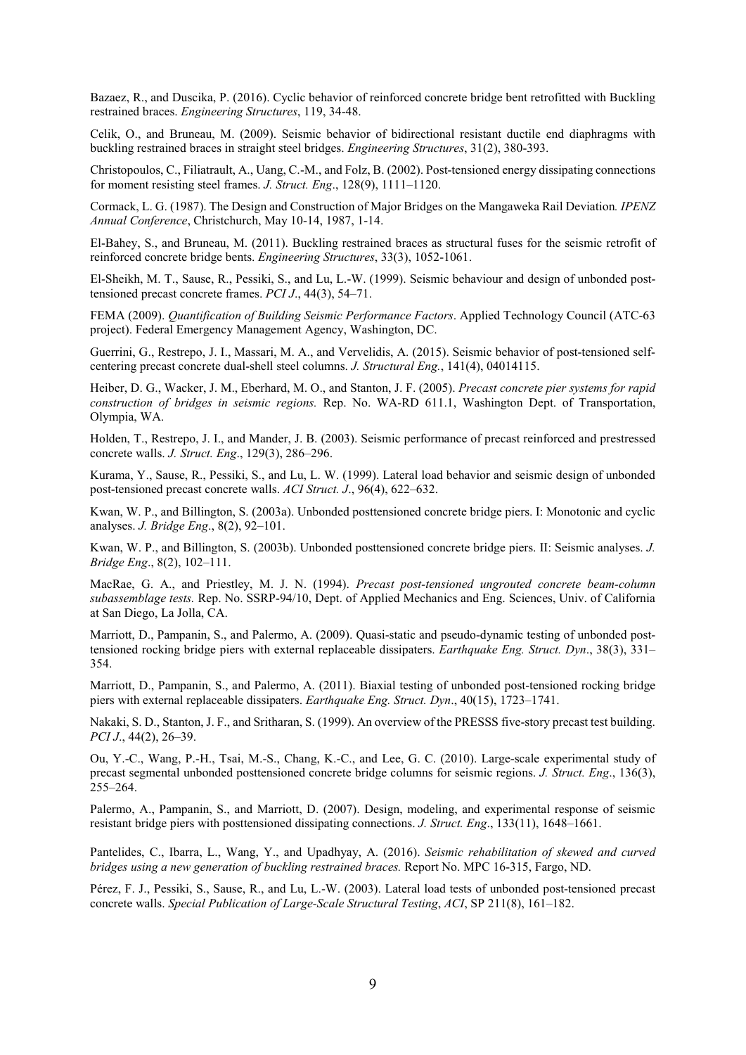Bazaez, R., and Duscika, P. (2016). Cyclic behavior of reinforced concrete bridge bent retrofitted with Buckling restrained braces. *Engineering Structures*, 119, 34-48.

Celik, O., and Bruneau, M. (2009). Seismic behavior of bidirectional resistant ductile end diaphragms with buckling restrained braces in straight steel bridges. *Engineering Structures*, 31(2), 380-393.

Christopoulos, C., Filiatrault, A., Uang, C.-M., and Folz, B. (2002). Post-tensioned energy dissipating connections for moment resisting steel frames. *J. Struct. Eng*., 128(9), 1111–1120.

Cormack, L. G. (1987). The Design and Construction of Major Bridges on the Mangaweka Rail Deviation*. IPENZ Annual Conference*, Christchurch, May 10-14, 1987, 1-14.

El-Bahey, S., and Bruneau, M. (2011). Buckling restrained braces as structural fuses for the seismic retrofit of reinforced concrete bridge bents. *Engineering Structures*, 33(3), 1052-1061.

El-Sheikh, M. T., Sause, R., Pessiki, S., and Lu, L.-W. (1999). Seismic behaviour and design of unbonded post-tensioned precast concrete frames. *PCI J*., 44(3), 54–71.

FEMA (2009). *Quantification of Building Seismic Performance Factors*. Applied Technology Council (ATC-63 project). Federal Emergency Management Agency, Washington, DC.

Guerrini, G., Restrepo, J. I., Massari, M. A., and Vervelidis, A. (2015). Seismic behavior of post-tensioned self-centering precast concrete dual-shell steel columns. *J. Structural Eng.*, 141(4), 04014115.

Heiber, D. G., Wacker, J. M., Eberhard, M. O., and Stanton, J. F. (2005). *Precast concrete pier systems for rapid construction of bridges in seismic regions.* Rep. No. WA-RD 611.1, Washington Dept. of Transportation, Olympia, WA.

Holden, T., Restrepo, J. I., and Mander, J. B. (2003). Seismic performance of precast reinforced and prestressed concrete walls. *J. Struct. Eng*., 129(3), 286–296.

Kurama, Y., Sause, R., Pessiki, S., and Lu, L. W. (1999). Lateral load behavior and seismic design of unbonded post-tensioned precast concrete walls. *ACI Struct. J*., 96(4), 622–632.

Kwan, W. P., and Billington, S. (2003a). Unbonded posttensioned concrete bridge piers. I: Monotonic and cyclic analyses. *J. Bridge Eng*., 8(2), 92–101.

Kwan, W. P., and Billington, S. (2003b). Unbonded posttensioned concrete bridge piers. II: Seismic analyses. *J. Bridge Eng*., 8(2), 102–111.

MacRae, G. A., and Priestley, M. J. N. (1994). *Precast post-tensioned ungrouted concrete beam-column subassemblage tests.* Rep. No. SSRP-94/10, Dept. of Applied Mechanics and Eng. Sciences, Univ. of California at San Diego, La Jolla, CA.

Marriott, D., Pampanin, S., and Palermo, A. (2009). Quasi-static and pseudo-dynamic testing of unbonded post-tensioned rocking bridge piers with external replaceable dissipaters. *Earthquake Eng. Struct. Dyn*., 38(3), 331–354.

Marriott, D., Pampanin, S., and Palermo, A. (2011). Biaxial testing of unbonded post-tensioned rocking bridge piers with external replaceable dissipaters. *Earthquake Eng. Struct. Dyn*., 40(15), 1723–1741.

Nakaki, S. D., Stanton, J. F., and Sritharan, S. (1999). An overview of the PRESSS five-story precast test building. *PCI J*., 44(2), 26–39.

Ou, Y.-C., Wang, P.-H., Tsai, M.-S., Chang, K.-C., and Lee, G. C. (2010). Large-scale experimental study of precast segmental unbonded posttensioned concrete bridge columns for seismic regions. *J. Struct. Eng*., 136(3), 255–264.

Palermo, A., Pampanin, S., and Marriott, D. (2007). Design, modeling, and experimental response of seismic resistant bridge piers with posttensioned dissipating connections. *J. Struct. Eng*., 133(11), 1648–1661.

Pantelides, C., Ibarra, L., Wang, Y., and Upadhyay, A. (2016). *Seismic rehabilitation of skewed and curved bridges using a new generation of buckling restrained braces.* Report No. MPC 16-315, Fargo, ND.

Pérez, F. J., Pessiki, S., Sause, R., and Lu, L.-W. (2003). Lateral load tests of unbonded post-tensioned precast concrete walls. *Special Publication of Large-Scale Structural Testing*, *ACI*, SP 211(8), 161–182.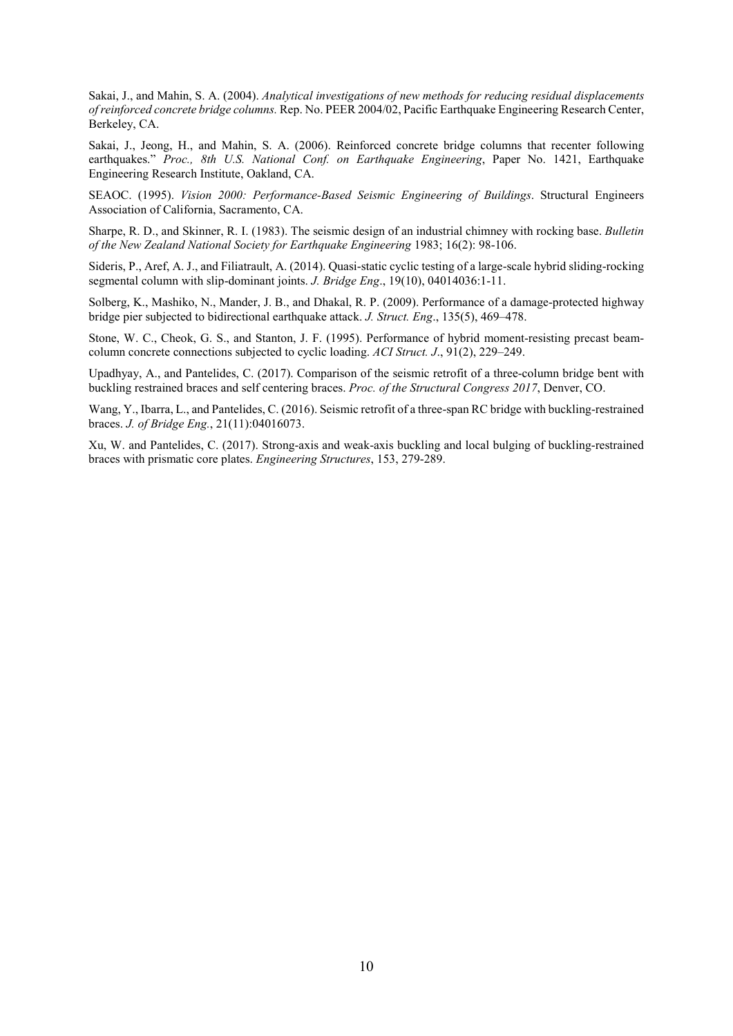Sakai, J., and Mahin, S. A. (2004). *Analytical investigations of new methods for reducing residual displacements of reinforced concrete bridge columns.* Rep. No. PEER 2004/02, Pacific Earthquake Engineering Research Center, Berkeley, CA.

Sakai, J., Jeong, H., and Mahin, S. A. (2006). Reinforced concrete bridge columns that recenter following earthquakes." *Proc., 8th U.S. National Conf. on Earthquake Engineering*, Paper No. 1421, Earthquake Engineering Research Institute, Oakland, CA.

SEAOC. (1995). *Vision 2000: Performance-Based Seismic Engineering of Buildings*. Structural Engineers Association of California, Sacramento, CA.

Sharpe, R. D., and Skinner, R. I. (1983). The seismic design of an industrial chimney with rocking base. *Bulletin of the New Zealand National Society for Earthquake Engineering* 1983; 16(2): 98-106.

Sideris, P., Aref, A. J., and Filiatrault, A. (2014). Quasi-static cyclic testing of a large-scale hybrid sliding-rocking segmental column with slip-dominant joints. *J. Bridge Eng*., 19(10), 04014036:1-11.

Solberg, K., Mashiko, N., Mander, J. B., and Dhakal, R. P. (2009). Performance of a damage-protected highway bridge pier subjected to bidirectional earthquake attack. *J. Struct. Eng*., 135(5), 469–478.

Stone, W. C., Cheok, G. S., and Stanton, J. F. (1995). Performance of hybrid moment-resisting precast beam-column concrete connections subjected to cyclic loading. *ACI Struct. J*., 91(2), 229–249.

Upadhyay, A., and Pantelides, C. (2017). Comparison of the seismic retrofit of a three-column bridge bent with buckling restrained braces and self centering braces. *Proc. of the Structural Congress 2017*, Denver, CO.

Wang, Y., Ibarra, L., and Pantelides, C. (2016). Seismic retrofit of a three-span RC bridge with buckling-restrained braces. *J. of Bridge Eng.*, 21(11):04016073.

Xu, W. and Pantelides, C. (2017). Strong-axis and weak-axis buckling and local bulging of buckling-restrained braces with prismatic core plates. *Engineering Structures*, 153, 279-289.